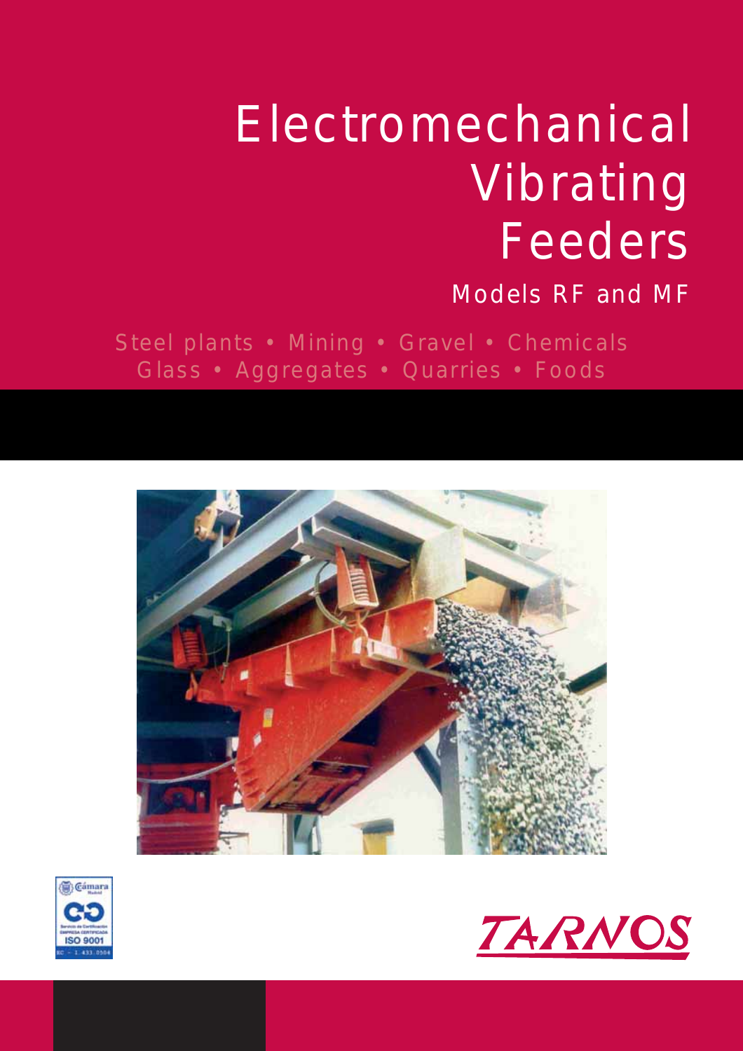# Electromechanical Vibrating Feeders

## Models RF and MF

Steel plants • Mining • Gravel • Chemicals
Glass • Aggregates • Quarries • Foods

ISO 9001
EC - 1.433.0504

TARNOS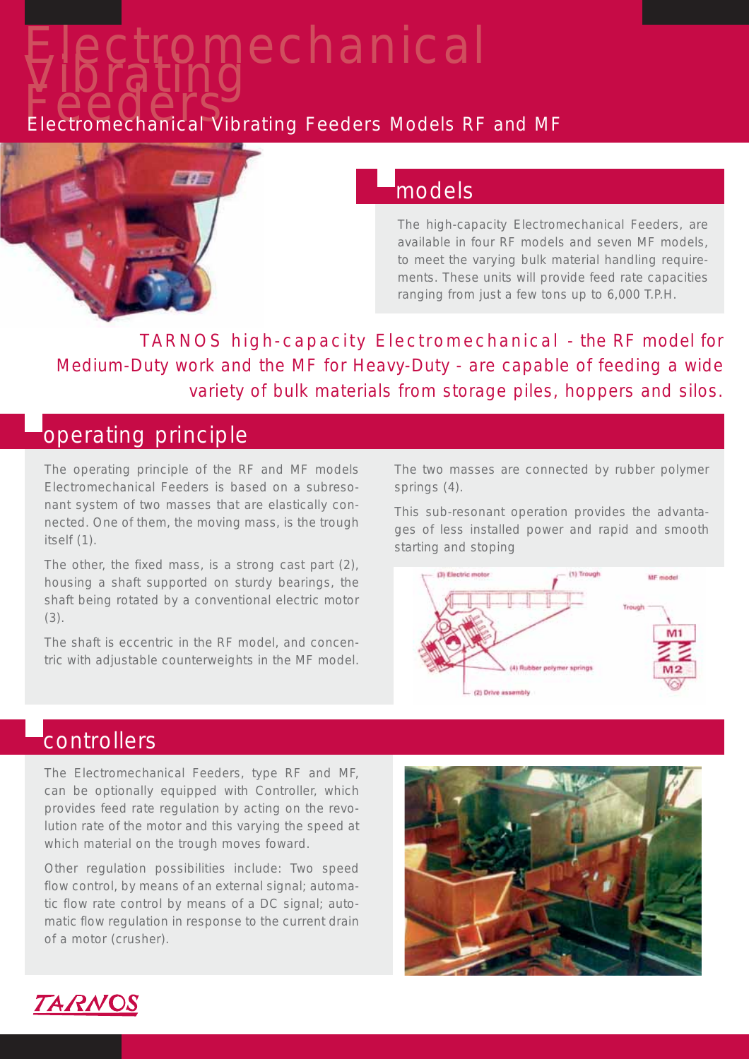# Electromechanical Vibrating Feeders

## Electromechanical Vibrating Feeders Models RF and MF

## models

The high-capacity Electromechanical Feeders, are available in four RF models and seven MF models, to meet the varying bulk material handling requirements. These units will provide feed rate capacities ranging from just a few tons up to 6,000 T.P.H.

TARNOS high-capacity Electromechanical - the RF model for Medium-Duty work and the MF for Heavy-Duty - are capable of feeding a wide variety of bulk materials from storage piles, hoppers and silos.

## operating principle

The operating principle of the RF and MF models Electromechanical Feeders is based on a subresonant system of two masses that are elastically connected. One of them, the moving mass, is the trough itself (1).

The other, the fixed mass, is a strong cast part (2), housing a shaft supported on sturdy bearings, the shaft being rotated by a conventional electric motor (3).

The shaft is eccentric in the RF model, and concentric with adjustable counterweights in the MF model.

The two masses are connected by rubber polymer springs (4).

This sub-resonant operation provides the advantages of less installed power and rapid and smooth starting and stoping

## controllers

The Electromechanical Feeders, type RF and MF, can be optionally equipped with Controller, which provides feed rate regulation by acting on the revolution rate of the motor and this varying the speed at which material on the trough moves foward.

Other regulation possibilities include: Two speed flow control, by means of an external signal; automatic flow rate control by means of a DC signal; automatic flow regulation in response to the current drain of a motor (crusher).

TARNOS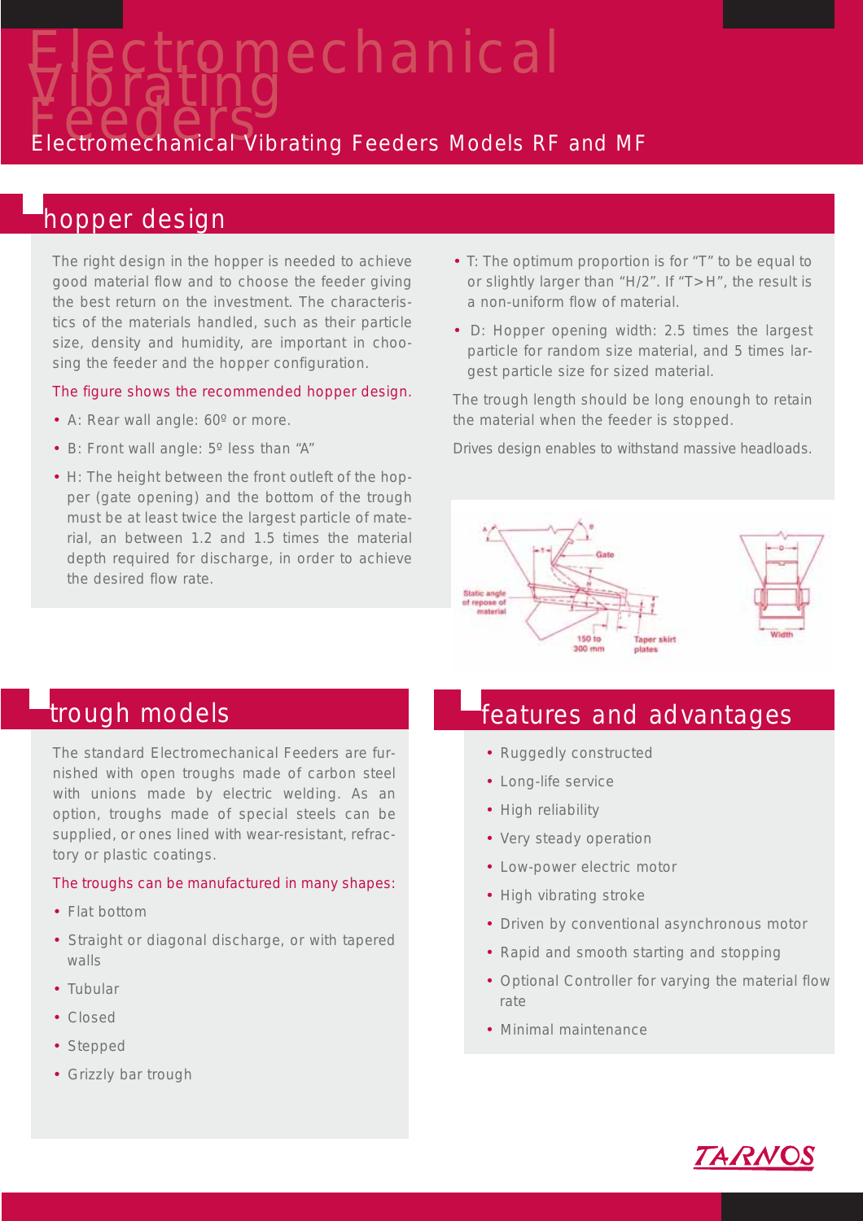# Electromechanical Vibrating Feeders

Electromechanical Vibrating Feeders Models RF and MF

## hopper design

The right design in the hopper is needed to achieve good material flow and to choose the feeder giving the best return on the investment. The characteristics of the materials handled, such as their particle size, density and humidity, are important in choosing the feeder and the hopper configuration.

The figure shows the recommended hopper design.

- A: Rear wall angle: 60º or more.
- B: Front wall angle: 5º less than "A"
- H: The height between the front outleft of the hopper (gate opening) and the bottom of the trough must be at least twice the largest particle of material, an between 1.2 and 1.5 times the material depth required for discharge, in order to achieve the desired flow rate.
- T: The optimum proportion is for "T" to be equal to or slightly larger than "H/2". If "T>H", the result is a non-uniform flow of material.
- D: Hopper opening width: 2.5 times the largest particle for random size material, and 5 times largest particle size for sized material.

The trough length should be long enounugh to retain the material when the feeder is stopped.

Drives design enables to withstand massive headloads.

## trough models

The standard Electromechanical Feeders are furnished with open troughs made of carbon steel with unions made by electric welding. As an option, troughs made of special steels can be supplied, or ones lined with wear-resistant, refractory or plastic coatings.

The troughs can be manufactured in many shapes:

- Flat bottom
- Straight or diagonal discharge, or with tapered walls
- Tubular
- Closed
- Stepped
- Grizzly bar trough

## features and advantages

- Ruggedly constructed
- Long-life service
- High reliability
- Very steady operation
- Low-power electric motor
- High vibrating stroke
- Driven by conventional asynchronous motor
- Rapid and smooth starting and stopping
- Optional Controller for varying the material flow rate
- Minimal maintenance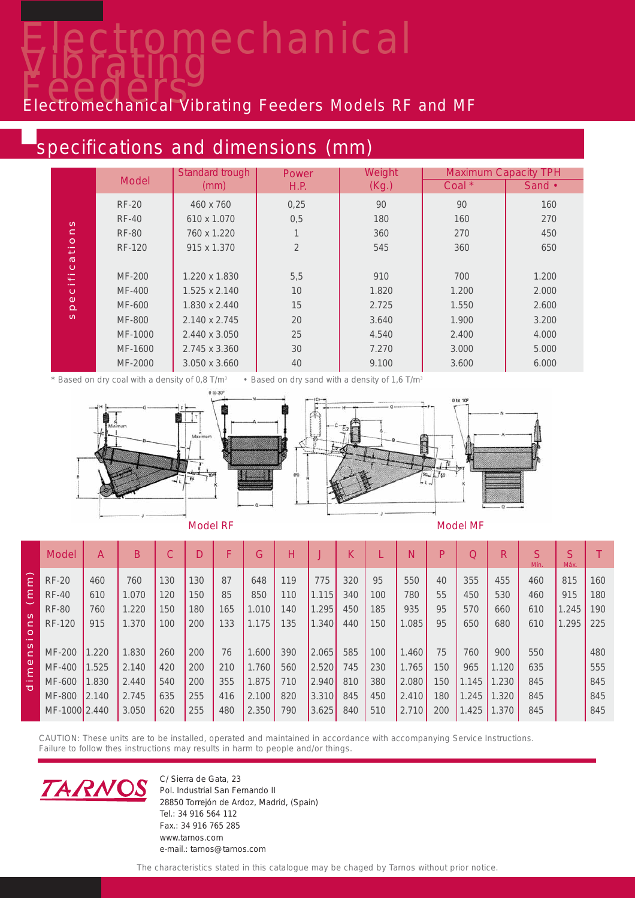# Electromechanical Vibrating Feeders

## Electromechanical Vibrating Feeders Models RF and MF

## specifications and dimensions (mm)

| | Model | Standard trough (mm) | Power H.P. | Weight (Kg.) | Maximum Capacity TPH | |
|---|---|---|---|---|---|---|
| | | | | | Coal * | Sand • |
| specifications | RF-20 | 460 x 760 | 0,25 | 90 | 90 | 160 |
| | RF-40 | 610 x 1.070 | 0,5 | 180 | 160 | 270 |
| | RF-80 | 760 x 1.220 | 1 | 360 | 270 | 450 |
| | RF-120 | 915 x 1.370 | 2 | 545 | 360 | 650 |
| | MF-200 | 1.220 x 1.830 | 5,5 | 910 | 700 | 1.200 |
| | MF-400 | 1.525 x 2.140 | 10 | 1.820 | 1.200 | 2.000 |
| | MF-600 | 1.830 x 2.440 | 15 | 2.725 | 1.550 | 2.600 |
| | MF-800 | 2.140 x 2.745 | 20 | 3.640 | 1.900 | 3.200 |
| | MF-1000 | 2.440 x 3.050 | 25 | 4.540 | 2.400 | 4.000 |
| | MF-1600 | 2.745 x 3.360 | 30 | 7.270 | 3.000 | 5.000 |
| | MF-2000 | 3.050 x 3.660 | 40 | 9.100 | 3.600 | 6.000 |

\* Based on dry coal with a density of 0,8 T/m³ • Based on dry sand with a density of 1,6 T/m³

Model RF

Model MF

| | Model | A | B | C | D | F | G | H | J | K | L | N | P | Q | R | S Mín. | S Máx. | T |
|---|---|---|---|---|---|---|---|---|---|---|---|---|---|---|---|---|---|---|
| dimensions (mm) | RF-20 | 460 | 760 | 130 | 130 | 87 | 648 | 119 | 775 | 320 | 95 | 550 | 40 | 355 | 455 | 460 | 815 | 160 |
| | RF-40 | 610 | 1.070 | 120 | 150 | 85 | 850 | 110 | 1.115 | 340 | 100 | 780 | 55 | 450 | 530 | 460 | 915 | 180 |
| | RF-80 | 760 | 1.220 | 150 | 180 | 165 | 1.010 | 140 | 1.295 | 450 | 185 | 935 | 95 | 570 | 660 | 610 | 1.245 | 190 |
| | RF-120 | 915 | 1.370 | 100 | 200 | 133 | 1.175 | 135 | 1.340 | 440 | 150 | 1.085 | 95 | 650 | 680 | 610 | 1.295 | 225 |
| | MF-200 | 1.220 | 1.830 | 260 | 200 | 76 | 1.600 | 390 | 2.065 | 585 | 100 | 1.460 | 75 | 760 | 900 | 550 | | 480 |
| | MF-400 | 1.525 | 2.140 | 420 | 200 | 210 | 1.760 | 560 | 2.520 | 745 | 230 | 1.765 | 150 | 965 | 1.120 | 635 | | 555 |
| | MF-600 | 1.830 | 2.440 | 540 | 200 | 355 | 1.875 | 710 | 2.940 | 810 | 380 | 2.080 | 150 | 1.145 | 1.230 | 845 | | 845 |
| | MF-800 | 2.140 | 2.745 | 635 | 255 | 416 | 2.100 | 820 | 3.310 | 845 | 450 | 2.410 | 180 | 1.245 | 1.320 | 845 | | 845 |
| | MF-1000 | 2.440 | 3.050 | 620 | 255 | 480 | 2.350 | 790 | 3.625 | 840 | 510 | 2.710 | 200 | 1.425 | 1.370 | 845 | | 845 |

CAUTION: These units are to be installed, operated and maintained in accordance with accompanying Service Instructions. Failure to follow thes instructions may results in harm to people and/or things.

TARNOS

C/ Sierra de Gata, 23
Pol. Industrial San Fernando II
28850 Torrejón de Ardoz, Madrid, (Spain)
Tel.: 34 916 564 112
Fax.: 34 916 765 285
www.tarnos.com
e-mail.: tarnos@tarnos.com

The characteristics stated in this catalogue may be chaged by Tarnos without prior notice.